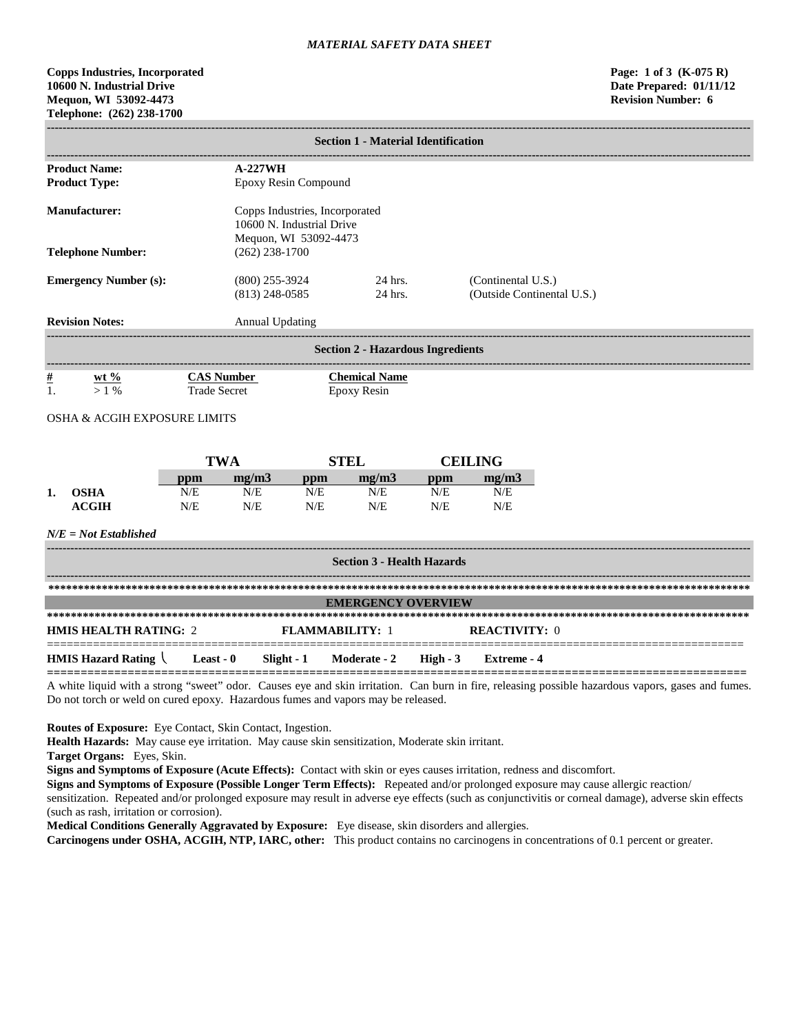*MATERIAL SAFETY DATA SHEET*

**Copps Industries, Incorporated**
**10600 N. Industrial Drive**
**Mequon, WI 53092-4473**
**Telephone: (262) 238-1700**

**Page: 1 of 3 (K-075 R)**
**Date Prepared: 01/11/12**
**Revision Number: 6**

## Section 1 - Material Identification

**Product Name:** **A-227WH**

**Product Type:** Epoxy Resin Compound

**Manufacturer:** Copps Industries, Incorporated
10600 N. Industrial Drive
Mequon, WI 53092-4473

**Telephone Number:** (262) 238-1700

**Emergency Number (s):**

| | | |
|---|---|---|
| (800) 255-3924 | 24 hrs. | (Continental U.S.) |
| (813) 248-0585 | 24 hrs. | (Outside Continental U.S.) |

**Revision Notes:** Annual Updating

## Section 2 - Hazardous Ingredients

| # | wt % | CAS Number | Chemical Name |
|---|---|---|---|
| 1. | > 1 % | Trade Secret | Epoxy Resin |

OSHA & ACGIH EXPOSURE LIMITS

| | | TWA | | STEL | | CEILING | |
|---|---|---|---|---|---|---|---|
| | | ppm | mg/m3 | ppm | mg/m3 | ppm | mg/m3 |
| 1. | OSHA | N/E | N/E | N/E | N/E | N/E | N/E |
| | ACGIH | N/E | N/E | N/E | N/E | N/E | N/E |

*N/E = Not Established*

## Section 3 - Health Hazards

### EMERGENCY OVERVIEW

**HMIS HEALTH RATING:** 2 **FLAMMABILITY:** 1 **REACTIVITY:** 0

**HMIS Hazard Rating** **Least - 0** **Slight - 1** **Moderate - 2** **High - 3** **Extreme - 4**

A white liquid with a strong "sweet" odor. Causes eye and skin irritation. Can burn in fire, releasing possible hazardous vapors, gases and fumes. Do not torch or weld on cured epoxy. Hazardous fumes and vapors may be released.

**Routes of Exposure:** Eye Contact, Skin Contact, Ingestion.

**Health Hazards:** May cause eye irritation. May cause skin sensitization, Moderate skin irritant.

**Target Organs:** Eyes, Skin.

**Signs and Symptoms of Exposure (Acute Effects):** Contact with skin or eyes causes irritation, redness and discomfort.

**Signs and Symptoms of Exposure (Possible Longer Term Effects):** Repeated and/or prolonged exposure may cause allergic reaction/ sensitization. Repeated and/or prolonged exposure may result in adverse eye effects (such as conjunctivitis or corneal damage), adverse skin effects (such as rash, irritation or corrosion).

**Medical Conditions Generally Aggravated by Exposure:** Eye disease, skin disorders and allergies.

**Carcinogens under OSHA, ACGIH, NTP, IARC, other:** This product contains no carcinogens in concentrations of 0.1 percent or greater.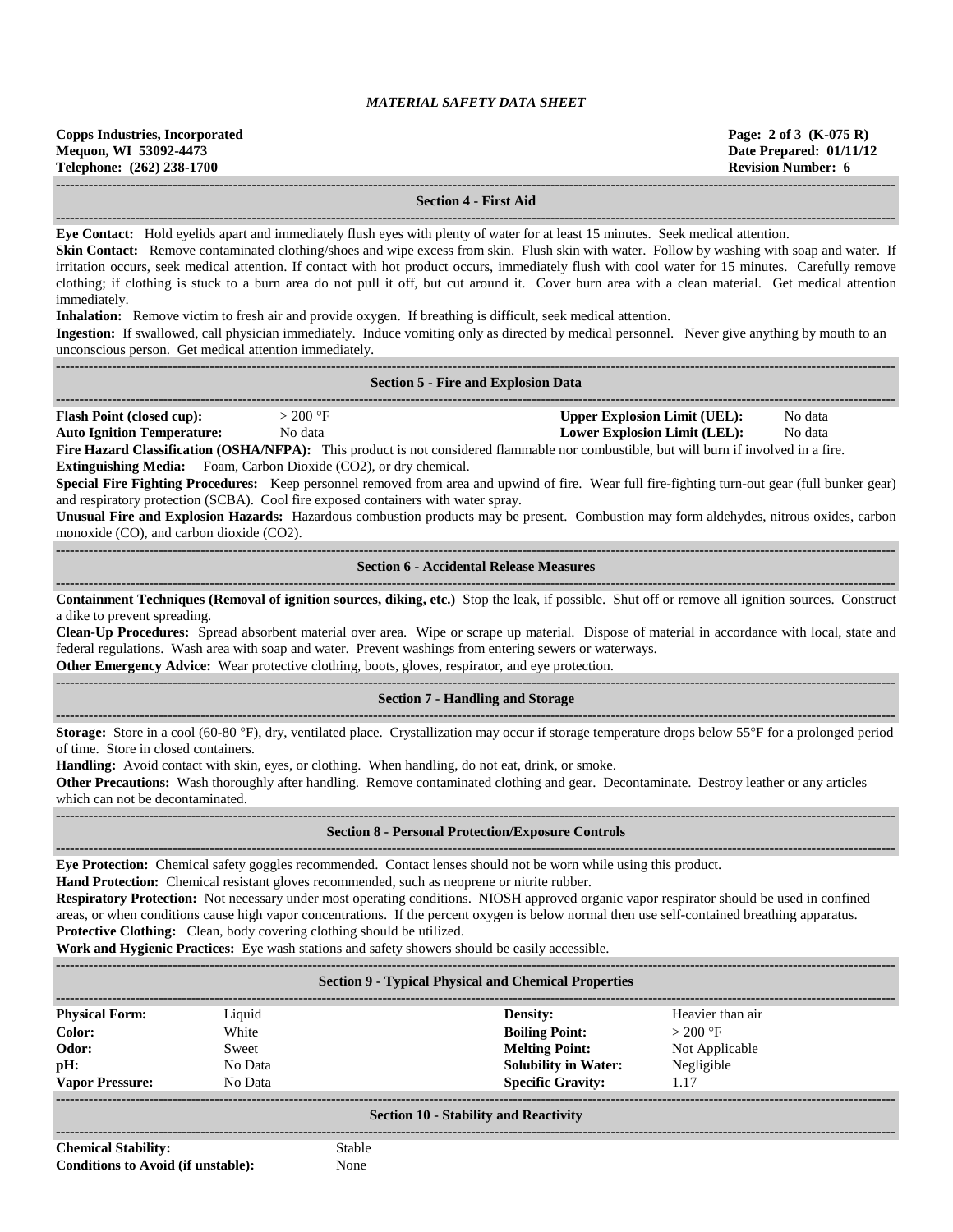## Section 4 - First Aid

**Eye Contact:** Hold eyelids apart and immediately flush eyes with plenty of water for at least 15 minutes. Seek medical attention.

**Skin Contact:** Remove contaminated clothing/shoes and wipe excess from skin. Flush skin with water. Follow by washing with soap and water. If irritation occurs, seek medical attention. If contact with hot product occurs, immediately flush with cool water for 15 minutes. Carefully remove clothing; if clothing is stuck to a burn area do not pull it off, but cut around it. Cover burn area with a clean material. Get medical attention immediately.

**Inhalation:** Remove victim to fresh air and provide oxygen. If breathing is difficult, seek medical attention.

**Ingestion:** If swallowed, call physician immediately. Induce vomiting only as directed by medical personnel. Never give anything by mouth to an unconscious person. Get medical attention immediately.

## Section 5 - Fire and Explosion Data

| | | | |
|---|---|---|---|
| **Flash Point (closed cup):** | > 200 °F | **Upper Explosion Limit (UEL):** | No data |
| **Auto Ignition Temperature:** | No data | **Lower Explosion Limit (LEL):** | No data |

**Fire Hazard Classification (OSHA/NFPA):** This product is not considered flammable nor combustible, but will burn if involved in a fire.

**Extinguishing Media:** Foam, Carbon Dioxide ($CO_2$), or dry chemical.

**Special Fire Fighting Procedures:** Keep personnel removed from area and upwind of fire. Wear full fire-fighting turn-out gear (full bunker gear) and respiratory protection (SCBA). Cool fire exposed containers with water spray.

**Unusual Fire and Explosion Hazards:** Hazardous combustion products may be present. Combustion may form aldehydes, nitrous oxides, carbon monoxide (CO), and carbon dioxide ($CO_2$).

## Section 6 - Accidental Release Measures

**Containment Techniques (Removal of ignition sources, diking, etc.)** Stop the leak, if possible. Shut off or remove all ignition sources. Construct a dike to prevent spreading.

**Clean-Up Procedures:** Spread absorbent material over area. Wipe or scrape up material. Dispose of material in accordance with local, state and federal regulations. Wash area with soap and water. Prevent washings from entering sewers or waterways.

**Other Emergency Advice:** Wear protective clothing, boots, gloves, respirator, and eye protection.

## Section 7 - Handling and Storage

**Storage:** Store in a cool (60-80 °F), dry, ventilated place. Crystallization may occur if storage temperature drops below 55°F for a prolonged period of time. Store in closed containers.

**Handling:** Avoid contact with skin, eyes, or clothing. When handling, do not eat, drink, or smoke.

**Other Precautions:** Wash thoroughly after handling. Remove contaminated clothing and gear. Decontaminate. Destroy leather or any articles which can not be decontaminated.

## Section 8 - Personal Protection/Exposure Controls

**Eye Protection:** Chemical safety goggles recommended. Contact lenses should not be worn while using this product.

**Hand Protection:** Chemical resistant gloves recommended, such as neoprene or nitrite rubber.

**Respiratory Protection:** Not necessary under most operating conditions. NIOSH approved organic vapor respirator should be used in confined areas, or when conditions cause high vapor concentrations. If the percent oxygen is below normal then use self-contained breathing apparatus.

**Protective Clothing:** Clean, body covering clothing should be utilized.

**Work and Hygienic Practices:** Eye wash stations and safety showers should be easily accessible.

## Section 9 - Typical Physical and Chemical Properties

| | | | |
|---|---|---|---|
| **Physical Form:** | Liquid | **Density:** | Heavier than air |
| **Color:** | White | **Boiling Point:** | > 200 °F |
| **Odor:** | Sweet | **Melting Point:** | Not Applicable |
| **pH:** | No Data | **Solubility in Water:** | Negligible |
| **Vapor Pressure:** | No Data | **Specific Gravity:** | 1.17 |

## Section 10 - Stability and Reactivity

| | |
|---|---|
| **Chemical Stability:** | Stable |
| **Conditions to Avoid (if unstable):** | None |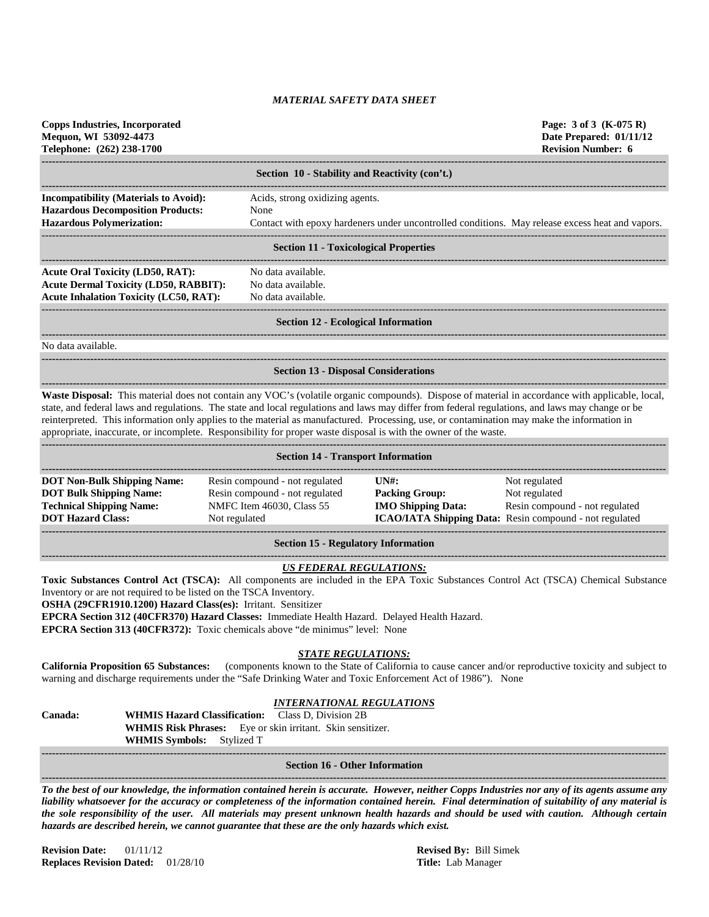# MATERIAL SAFETY DATA SHEET

**Copps Industries, Incorporated**
**Mequon, WI 53092-4473**
**Telephone: (262) 238-1700**

**Page: 3 of 3 (K-075 R)**
**Date Prepared: 01/11/12**
**Revision Number: 6**

## Section 10 - Stability and Reactivity (con't.)

**Incompatibility (Materials to Avoid):** Acids, strong oxidizing agents.
**Hazardous Decomposition Products:** None
**Hazardous Polymerization:** Contact with epoxy hardeners under uncontrolled conditions. May release excess heat and vapors.

## Section 11 - Toxicological Properties

**Acute Oral Toxicity (LD50, RAT):** No data available.
**Acute Dermal Toxicity (LD50, RABBIT):** No data available.
**Acute Inhalation Toxicity (LC50, RAT):** No data available.

## Section 12 - Ecological Information

No data available.

## Section 13 - Disposal Considerations

**Waste Disposal:** This material does not contain any VOC's (volatile organic compounds). Dispose of material in accordance with applicable, local, state, and federal laws and regulations. The state and local regulations and laws may differ from federal regulations, and laws may change or be reinterpreted. This information only applies to the material as manufactured. Processing, use, or contamination may make the information in appropriate, inaccurate, or incomplete. Responsibility for proper waste disposal is with the owner of the waste.

## Section 14 - Transport Information

| | | | |
|---|---|---|---|
| **DOT Non-Bulk Shipping Name:** | Resin compound - not regulated | **UN#:** | Not regulated |
| **DOT Bulk Shipping Name:** | Resin compound - not regulated | **Packing Group:** | Not regulated |
| **Technical Shipping Name:** | NMFC Item 46030, Class 55 | **IMO Shipping Data:** | Resin compound - not regulated |
| **DOT Hazard Class:** | Not regulated | **ICAO/IATA Shipping Data:** | Resin compound - not regulated |

## Section 15 - Regulatory Information

### *US FEDERAL REGULATIONS:*

**Toxic Substances Control Act (TSCA):** All components are included in the EPA Toxic Substances Control Act (TSCA) Chemical Substance Inventory or are not required to be listed on the TSCA Inventory.
**OSHA (29CFR1910.1200) Hazard Class(es):** Irritant. Sensitizer
**EPCRA Section 312 (40CFR370) Hazard Classes:** Immediate Health Hazard. Delayed Health Hazard.
**EPCRA Section 313 (40CFR372):** Toxic chemicals above "de minimus" level: None

### *STATE REGULATIONS:*

**California Proposition 65 Substances:** (components known to the State of California to cause cancer and/or reproductive toxicity and subject to warning and discharge requirements under the "Safe Drinking Water and Toxic Enforcement Act of 1986"). None

### *INTERNATIONAL REGULATIONS*

**Canada:** **WHMIS Hazard Classification:** Class D, Division 2B
**WHMIS Risk Phrases:** Eye or skin irritant. Skin sensitizer.
**WHMIS Symbols:** Stylized T

## Section 16 - Other Information

***To the best of our knowledge, the information contained herein is accurate. However, neither Copps Industries nor any of its agents assume any liability whatsoever for the accuracy or completeness of the information contained herein. Final determination of suitability of any material is the sole responsibility of the user. All materials may present unknown health hazards and should be used with caution. Although certain hazards are described herein, we cannot guarantee that these are the only hazards which exist.***

**Revision Date:** 01/11/12
**Replaces Revision Dated:** 01/28/10

**Revised By:** Bill Simek
**Title:** Lab Manager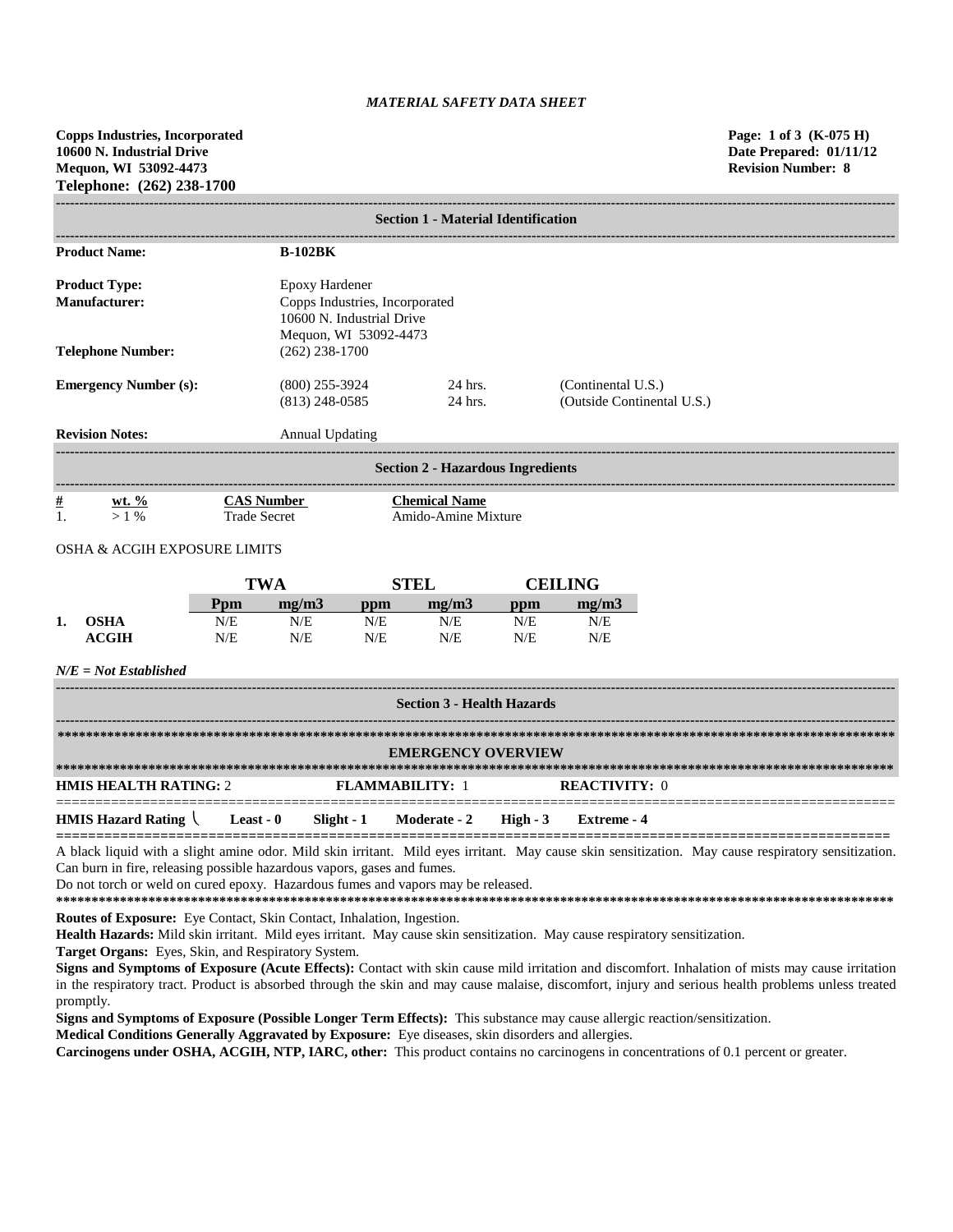*MATERIAL SAFETY DATA SHEET*

**Copps Industries, Incorporated**
**10600 N. Industrial Drive**
**Mequon, WI 53092-4473**
**Telephone: (262) 238-1700**

**Page: 1 of 3 (K-075 H)**
**Date Prepared: 01/11/12**
**Revision Number: 8**

## Section 1 - Material Identification

**Product Name:** **B-102BK**

**Product Type:** Epoxy Hardener

**Manufacturer:** Copps Industries, Incorporated
10600 N. Industrial Drive
Mequon, WI 53092-4473

**Telephone Number:** (262) 238-1700

**Emergency Number (s):**

| | | |
|---|---|---|
| (800) 255-3924 | 24 hrs. | (Continental U.S.) |
| (813) 248-0585 | 24 hrs. | (Outside Continental U.S.) |

**Revision Notes:** Annual Updating

## Section 2 - Hazardous Ingredients

| # | wt. % | CAS Number | Chemical Name |
|---|---|---|---|
| 1. | > 1 % | Trade Secret | Amido-Amine Mixture |

OSHA & ACGIH EXPOSURE LIMITS

| | | TWA | | STEL | | CEILING | |
|---|---|---|---|---|---|---|---|
| | | **Ppm** | **mg/m3** | **ppm** | **mg/m3** | **ppm** | **mg/m3** |
| **1.** | **OSHA** | N/E | N/E | N/E | N/E | N/E | N/E |
| | **ACGIH** | N/E | N/E | N/E | N/E | N/E | N/E |

***N/E = Not Established***

## Section 3 - Health Hazards

### EMERGENCY OVERVIEW

**HMIS HEALTH RATING:** 2 **FLAMMABILITY:** 1 **REACTIVITY:** 0

**HMIS Hazard Rating** **Least - 0** **Slight - 1** **Moderate - 2** **High - 3** **Extreme - 4**

A black liquid with a slight amine odor. Mild skin irritant. Mild eyes irritant. May cause skin sensitization. May cause respiratory sensitization. Can burn in fire, releasing possible hazardous vapors, gases and fumes.
Do not torch or weld on cured epoxy. Hazardous fumes and vapors may be released.

**Routes of Exposure:** Eye Contact, Skin Contact, Inhalation, Ingestion.

**Health Hazards:** Mild skin irritant. Mild eyes irritant. May cause skin sensitization. May cause respiratory sensitization.

**Target Organs:** Eyes, Skin, and Respiratory System.

**Signs and Symptoms of Exposure (Acute Effects):** Contact with skin cause mild irritation and discomfort. Inhalation of mists may cause irritation in the respiratory tract. Product is absorbed through the skin and may cause malaise, discomfort, injury and serious health problems unless treated promptly.

**Signs and Symptoms of Exposure (Possible Longer Term Effects):** This substance may cause allergic reaction/sensitization.

**Medical Conditions Generally Aggravated by Exposure:** Eye diseases, skin disorders and allergies.

**Carcinogens under OSHA, ACGIH, NTP, IARC, other:** This product contains no carcinogens in concentrations of 0.1 percent or greater.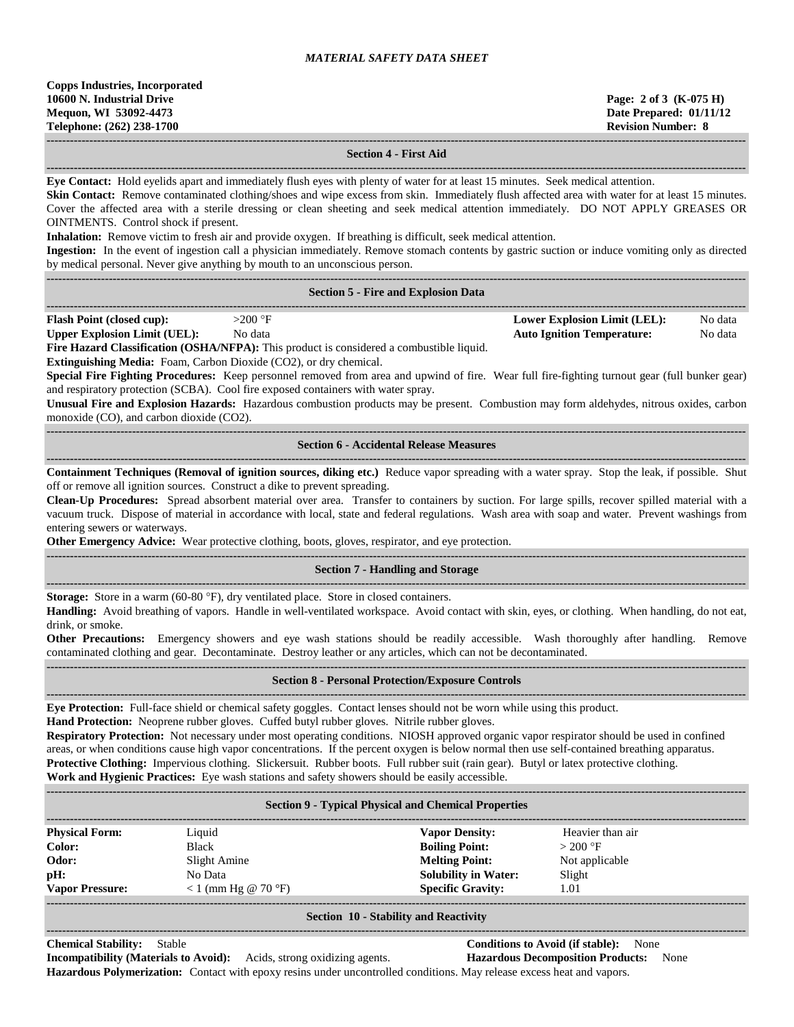*MATERIAL SAFETY DATA SHEET*

**Copps Industries, Incorporated**
**10600 N. Industrial Drive**
**Mequon, WI 53092-4473**
**Telephone: (262) 238-1700**

**Page: 2 of 3 (K-075 H)**
**Date Prepared: 01/11/12**
**Revision Number: 8**

## Section 4 - First Aid

**Eye Contact:** Hold eyelids apart and immediately flush eyes with plenty of water for at least 15 minutes. Seek medical attention.
**Skin Contact:** Remove contaminated clothing/shoes and wipe excess from skin. Immediately flush affected area with water for at least 15 minutes. Cover the affected area with a sterile dressing or clean sheeting and seek medical attention immediately. DO NOT APPLY GREASES OR OINTMENTS. Control shock if present.
**Inhalation:** Remove victim to fresh air and provide oxygen. If breathing is difficult, seek medical attention.
**Ingestion:** In the event of ingestion call a physician immediately. Remove stomach contents by gastric suction or induce vomiting only as directed by medical personal. Never give anything by mouth to an unconscious person.

## Section 5 - Fire and Explosion Data

**Flash Point (closed cup):** >200 °F
**Lower Explosion Limit (LEL):** No data
**Upper Explosion Limit (UEL):** No data
**Auto Ignition Temperature:** No data
**Fire Hazard Classification (OSHA/NFPA):** This product is considered a combustible liquid.
**Extinguishing Media:** Foam, Carbon Dioxide ($CO_2$), or dry chemical.
**Special Fire Fighting Procedures:** Keep personnel removed from area and upwind of fire. Wear full fire-fighting turnout gear (full bunker gear) and respiratory protection (SCBA). Cool fire exposed containers with water spray.
**Unusual Fire and Explosion Hazards:** Hazardous combustion products may be present. Combustion may form aldehydes, nitrous oxides, carbon monoxide (CO), and carbon dioxide ($CO_2$).

## Section 6 - Accidental Release Measures

**Containment Techniques (Removal of ignition sources, diking etc.)** Reduce vapor spreading with a water spray. Stop the leak, if possible. Shut off or remove all ignition sources. Construct a dike to prevent spreading.
**Clean-Up Procedures:** Spread absorbent material over area. Transfer to containers by suction. For large spills, recover spilled material with a vacuum truck. Dispose of material in accordance with local, state and federal regulations. Wash area with soap and water. Prevent washings from entering sewers or waterways.
**Other Emergency Advice:** Wear protective clothing, boots, gloves, respirator, and eye protection.

## Section 7 - Handling and Storage

**Storage:** Store in a warm (60-80 °F), dry ventilated place. Store in closed containers.
**Handling:** Avoid breathing of vapors. Handle in well-ventilated workspace. Avoid contact with skin, eyes, or clothing. When handling, do not eat, drink, or smoke.
**Other Precautions:** Emergency showers and eye wash stations should be readily accessible. Wash thoroughly after handling. Remove contaminated clothing and gear. Decontaminate. Destroy leather or any articles, which can not be decontaminated.

## Section 8 - Personal Protection/Exposure Controls

**Eye Protection:** Full-face shield or chemical safety goggles. Contact lenses should not be worn while using this product.
**Hand Protection:** Neoprene rubber gloves. Cuffed butyl rubber gloves. Nitrile rubber gloves.
**Respiratory Protection:** Not necessary under most operating conditions. NIOSH approved organic vapor respirator should be used in confined areas, or when conditions cause high vapor concentrations. If the percent oxygen is below normal then use self-contained breathing apparatus.
**Protective Clothing:** Impervious clothing. Slickersuit. Rubber boots. Full rubber suit (rain gear). Butyl or latex protective clothing.
**Work and Hygienic Practices:** Eye wash stations and safety showers should be easily accessible.

## Section 9 - Typical Physical and Chemical Properties

| | | | |
|---|---|---|---|
| **Physical Form:** | Liquid | **Vapor Density:** | Heavier than air |
| **Color:** | Black | **Boiling Point:** | > 200 °F |
| **Odor:** | Slight Amine | **Melting Point:** | Not applicable |
| **pH:** | No Data | **Solubility in Water:** | Slight |
| **Vapor Pressure:** | < 1 (mm Hg @ 70 °F) | **Specific Gravity:** | 1.01 |

## Section 10 - Stability and Reactivity

**Chemical Stability:** Stable
**Conditions to Avoid (if stable):** None
**Incompatibility (Materials to Avoid):** Acids, strong oxidizing agents.
**Hazardous Decomposition Products:** None
**Hazardous Polymerization:** Contact with epoxy resins under uncontrolled conditions. May release excess heat and vapors.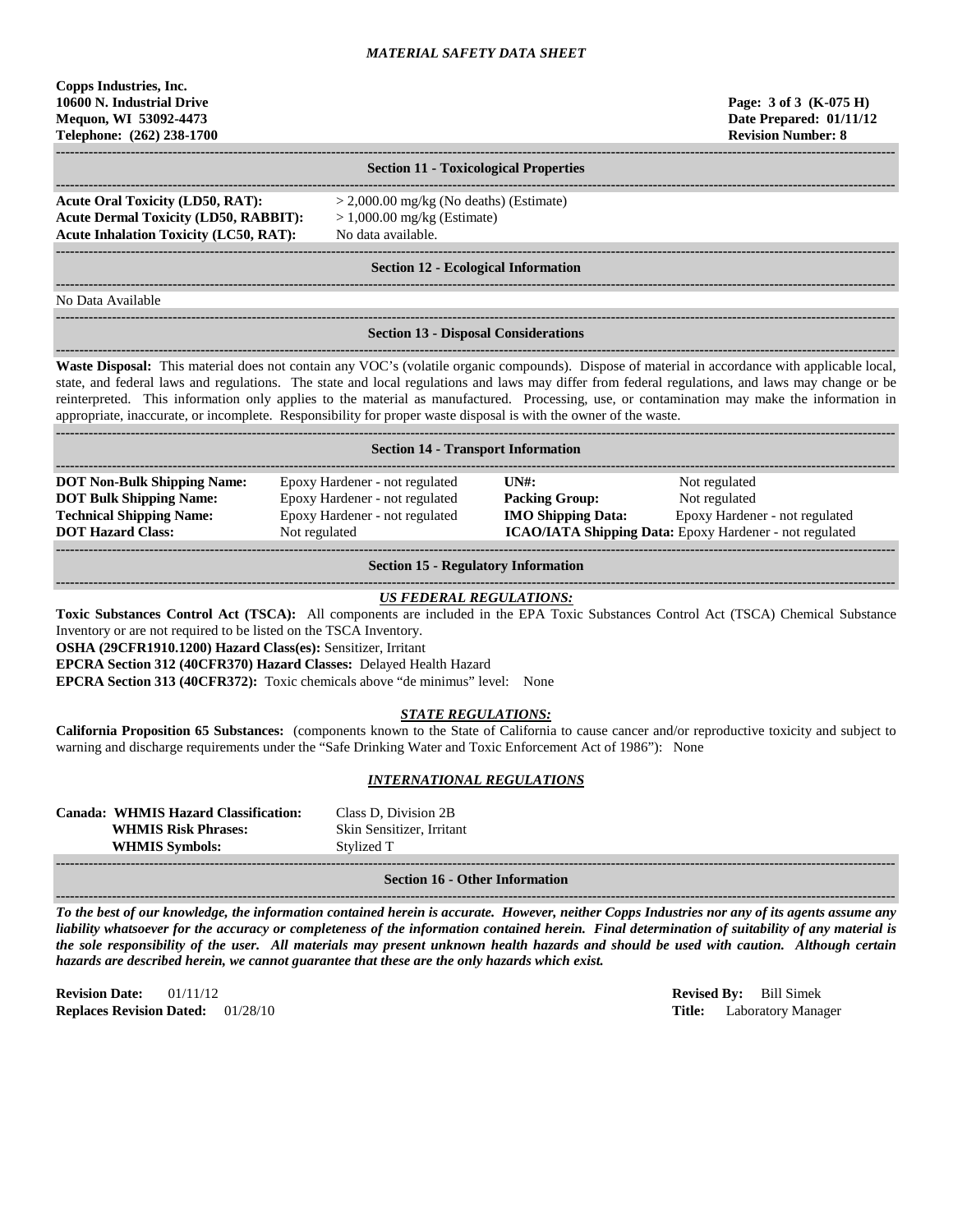## Section 11 - Toxicological Properties

| | |
|---|---|
| **Acute Oral Toxicity (LD50, RAT):** | > 2,000.00 mg/kg (No deaths) (Estimate) |
| **Acute Dermal Toxicity (LD50, RABBIT):** | > 1,000.00 mg/kg (Estimate) |
| **Acute Inhalation Toxicity (LC50, RAT):** | No data available. |

## Section 12 - Ecological Information

No Data Available

## Section 13 - Disposal Considerations

**Waste Disposal:** This material does not contain any VOC's (volatile organic compounds). Dispose of material in accordance with applicable local, state, and federal laws and regulations. The state and local regulations and laws may differ from federal regulations, and laws may change or be reinterpreted. This information only applies to the material as manufactured. Processing, use, or contamination may make the information in appropriate, inaccurate, or incomplete. Responsibility for proper waste disposal is with the owner of the waste.

## Section 14 - Transport Information

| | | | |
|---|---|---|---|
| **DOT Non-Bulk Shipping Name:** | Epoxy Hardener - not regulated | **UN#:** | Not regulated |
| **DOT Bulk Shipping Name:** | Epoxy Hardener - not regulated | **Packing Group:** | Not regulated |
| **Technical Shipping Name:** | Epoxy Hardener - not regulated | **IMO Shipping Data:** | Epoxy Hardener - not regulated |
| **DOT Hazard Class:** | Not regulated | **ICAO/IATA Shipping Data:** | Epoxy Hardener - not regulated |

## Section 15 - Regulatory Information

### *US FEDERAL REGULATIONS:*

**Toxic Substances Control Act (TSCA):** All components are included in the EPA Toxic Substances Control Act (TSCA) Chemical Substance Inventory or are not required to be listed on the TSCA Inventory.

**OSHA (29CFR1910.1200) Hazard Class(es):** Sensitizer, Irritant

**EPCRA Section 312 (40CFR370) Hazard Classes:** Delayed Health Hazard

**EPCRA Section 313 (40CFR372):** Toxic chemicals above "de minimus" level: None

### *STATE REGULATIONS:*

**California Proposition 65 Substances:** (components known to the State of California to cause cancer and/or reproductive toxicity and subject to warning and discharge requirements under the "Safe Drinking Water and Toxic Enforcement Act of 1986"): None

### *INTERNATIONAL REGULATIONS*

| | |
|---|---|
| **Canada: WHMIS Hazard Classification:** | Class D, Division 2B |
| **WHMIS Risk Phrases:** | Skin Sensitizer, Irritant |
| **WHMIS Symbols:** | Stylized T |

## Section 16 - Other Information

***To the best of our knowledge, the information contained herein is accurate. However, neither Copps Industries nor any of its agents assume any liability whatsoever for the accuracy or completeness of the information contained herein. Final determination of suitability of any material is the sole responsibility of the user. All materials may present unknown health hazards and should be used with caution. Although certain hazards are described herein, we cannot guarantee that these are the only hazards which exist.***

**Revision Date:** 01/11/12
**Replaces Revision Dated:** 01/28/10

**Revised By:** Bill Simek
**Title:** Laboratory Manager